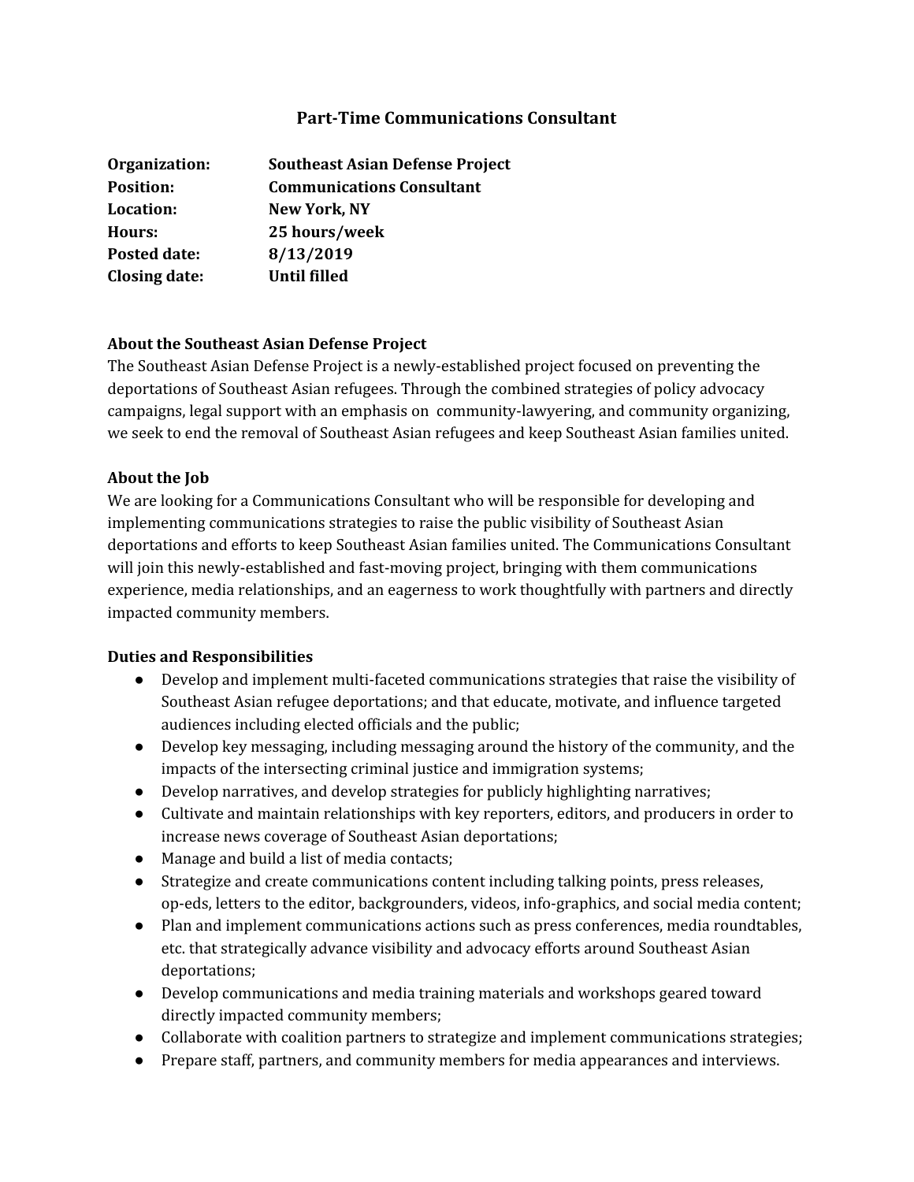# Part-Time Communications Consultant

| | |
|---|---|
| **Organization:** | **Southeast Asian Defense Project** |
| **Position:** | **Communications Consultant** |
| **Location:** | **New York, NY** |
| **Hours:** | **25 hours/week** |
| **Posted date:** | **8/13/2019** |
| **Closing date:** | **Until filled** |

**About the Southeast Asian Defense Project**

The Southeast Asian Defense Project is a newly-established project focused on preventing the deportations of Southeast Asian refugees. Through the combined strategies of policy advocacy campaigns, legal support with an emphasis on community-lawyering, and community organizing, we seek to end the removal of Southeast Asian refugees and keep Southeast Asian families united.

**About the Job**

We are looking for a Communications Consultant who will be responsible for developing and implementing communications strategies to raise the public visibility of Southeast Asian deportations and efforts to keep Southeast Asian families united. The Communications Consultant will join this newly-established and fast-moving project, bringing with them communications experience, media relationships, and an eagerness to work thoughtfully with partners and directly impacted community members.

**Duties and Responsibilities**

- Develop and implement multi-faceted communications strategies that raise the visibility of Southeast Asian refugee deportations; and that educate, motivate, and influence targeted audiences including elected officials and the public;
- Develop key messaging, including messaging around the history of the community, and the impacts of the intersecting criminal justice and immigration systems;
- Develop narratives, and develop strategies for publicly highlighting narratives;
- Cultivate and maintain relationships with key reporters, editors, and producers in order to increase news coverage of Southeast Asian deportations;
- Manage and build a list of media contacts;
- Strategize and create communications content including talking points, press releases, op-eds, letters to the editor, backgrounders, videos, info-graphics, and social media content;
- Plan and implement communications actions such as press conferences, media roundtables, etc. that strategically advance visibility and advocacy efforts around Southeast Asian deportations;
- Develop communications and media training materials and workshops geared toward directly impacted community members;
- Collaborate with coalition partners to strategize and implement communications strategies;
- Prepare staff, partners, and community members for media appearances and interviews.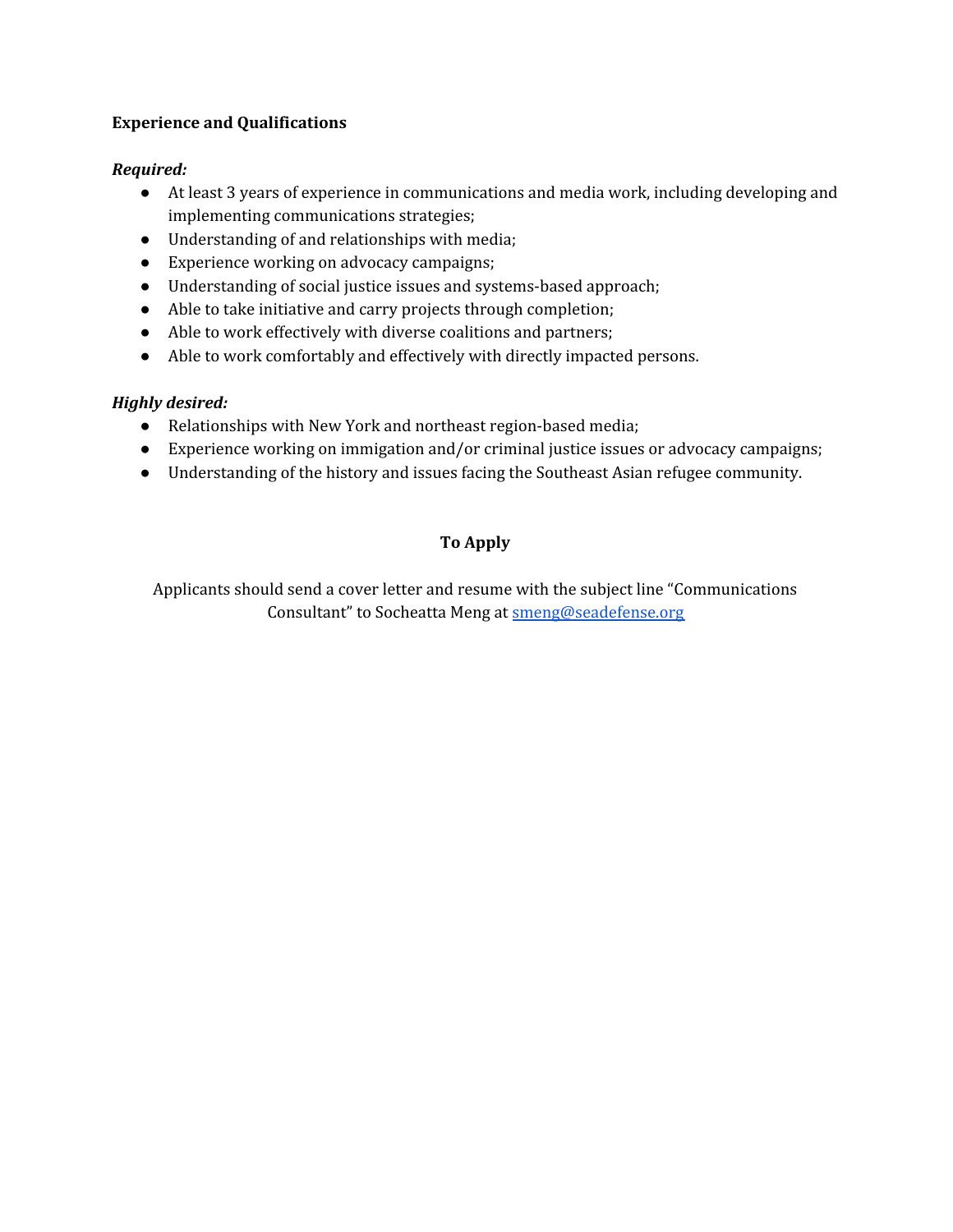**Experience and Qualifications**

***Required:***

- At least 3 years of experience in communications and media work, including developing and implementing communications strategies;
- Understanding of and relationships with media;
- Experience working on advocacy campaigns;
- Understanding of social justice issues and systems-based approach;
- Able to take initiative and carry projects through completion;
- Able to work effectively with diverse coalitions and partners;
- Able to work comfortably and effectively with directly impacted persons.

***Highly desired:***

- Relationships with New York and northeast region-based media;
- Experience working on immigation and/or criminal justice issues or advocacy campaigns;
- Understanding of the history and issues facing the Southeast Asian refugee community.

**To Apply**

Applicants should send a cover letter and resume with the subject line "Communications Consultant" to Socheatta Meng at smeng@seadefense.org